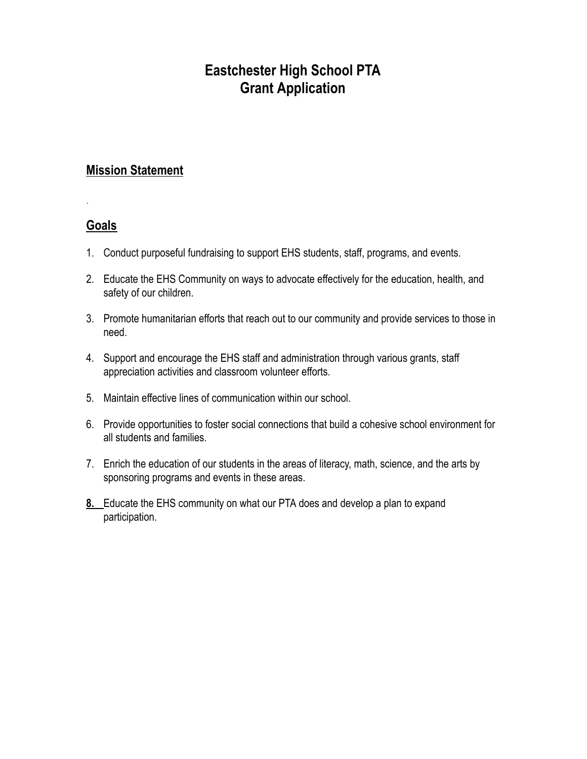# Eastchester High School PTA
# Grant Application

## Mission Statement

.

## Goals

1. Conduct purposeful fundraising to support EHS students, staff, programs, and events.
2. Educate the EHS Community on ways to advocate effectively for the education, health, and safety of our children.
3. Promote humanitarian efforts that reach out to our community and provide services to those in need.
4. Support and encourage the EHS staff and administration through various grants, staff appreciation activities and classroom volunteer efforts.
5. Maintain effective lines of communication within our school.
6. Provide opportunities to foster social connections that build a cohesive school environment for all students and families.
7. Enrich the education of our students in the areas of literacy, math, science, and the arts by sponsoring programs and events in these areas.
8. Educate the EHS community on what our PTA does and develop a plan to expand participation.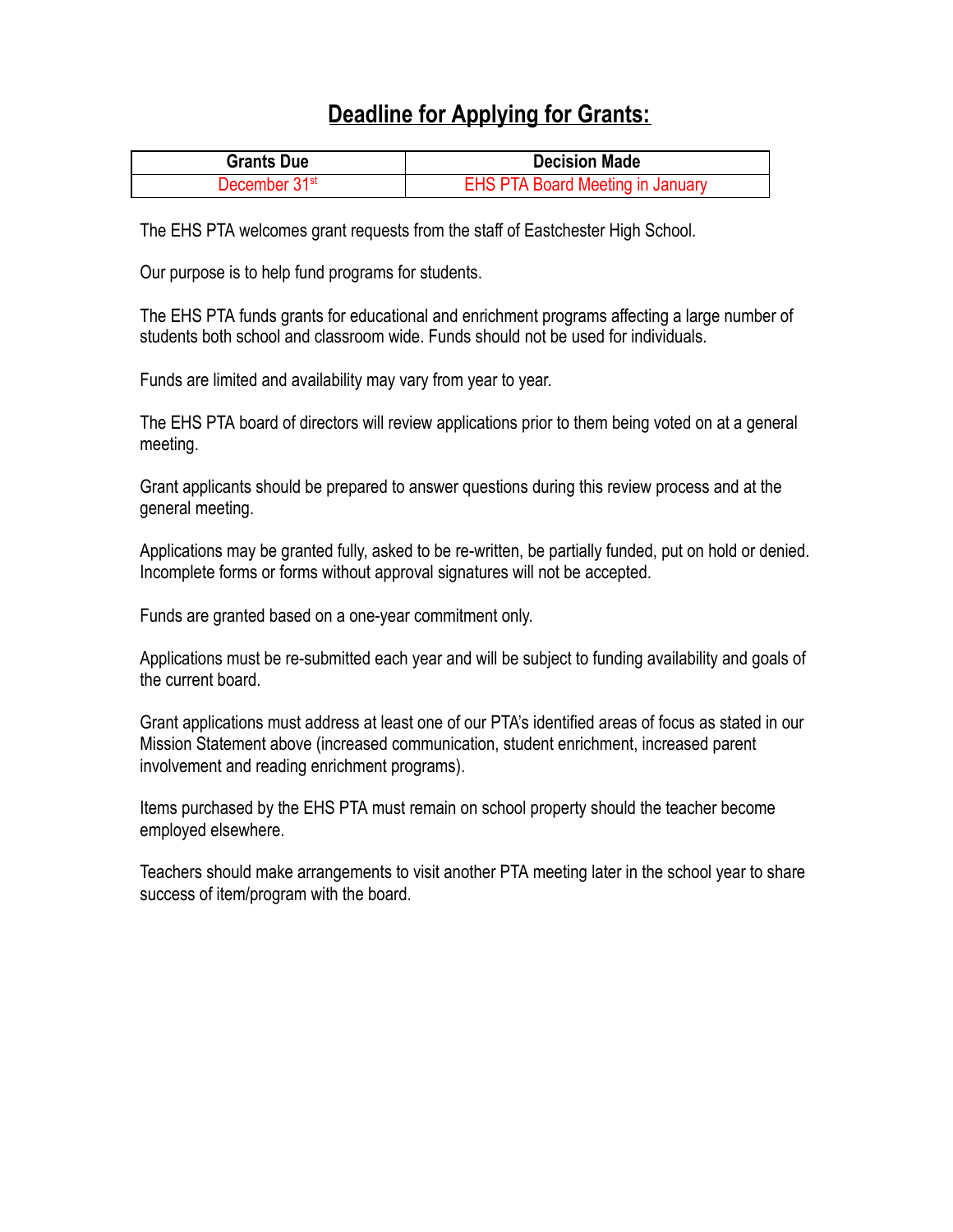## **Deadline for Applying for Grants:**

| Grants Due | Decision Made |
| --- | --- |
| December 31st | EHS PTA Board Meeting in January |

The EHS PTA welcomes grant requests from the staff of Eastchester High School.

Our purpose is to help fund programs for students.

The EHS PTA funds grants for educational and enrichment programs affecting a large number of students both school and classroom wide. Funds should not be used for individuals.

Funds are limited and availability may vary from year to year.

The EHS PTA board of directors will review applications prior to them being voted on at a general meeting.

Grant applicants should be prepared to answer questions during this review process and at the general meeting.

Applications may be granted fully, asked to be re-written, be partially funded, put on hold or denied. Incomplete forms or forms without approval signatures will not be accepted.

Funds are granted based on a one-year commitment only.

Applications must be re-submitted each year and will be subject to funding availability and goals of the current board.

Grant applications must address at least one of our PTA's identified areas of focus as stated in our Mission Statement above (increased communication, student enrichment, increased parent involvement and reading enrichment programs).

Items purchased by the EHS PTA must remain on school property should the teacher become employed elsewhere.

Teachers should make arrangements to visit another PTA meeting later in the school year to share success of item/program with the board.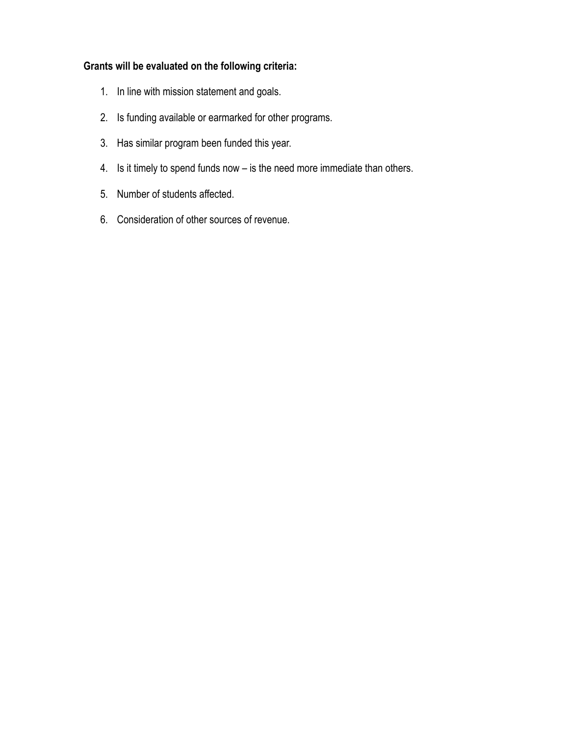**Grants will be evaluated on the following criteria:**

1. In line with mission statement and goals.
2. Is funding available or earmarked for other programs.
3. Has similar program been funded this year.
4. Is it timely to spend funds now – is the need more immediate than others.
5. Number of students affected.
6. Consideration of other sources of revenue.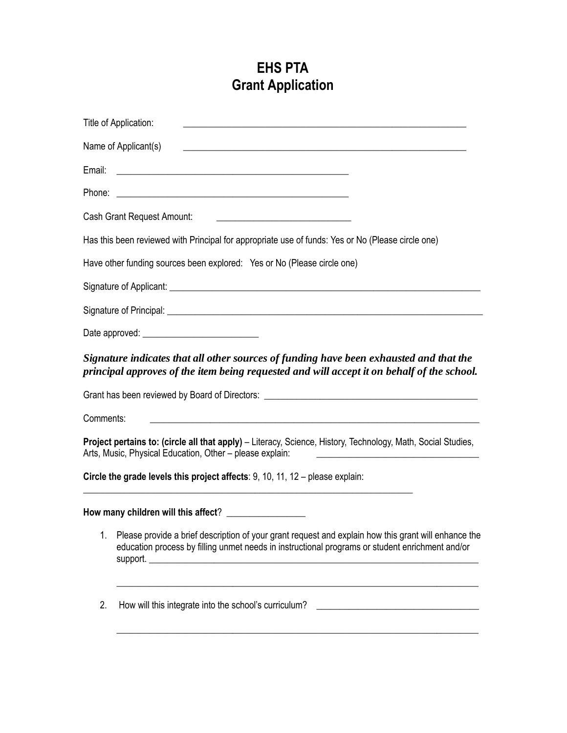# EHS PTA
# Grant Application

Title of Application: ____________________________________________________________

Name of Applicant(s) ____________________________________________________________

Email: __________________________________________________

Phone: __________________________________________________

Cash Grant Request Amount: _____________________________

Has this been reviewed with Principal for appropriate use of funds: Yes or No (Please circle one)

Have other funding sources been explored: Yes or No (Please circle one)

Signature of Applicant: ____________________________________________________________________

Signature of Principal: _____________________________________________________________________

Date approved: _________________________

***Signature indicates that all other sources of funding have been exhausted and that the principal approves of the item being requested and will accept it on behalf of the school.***

Grant has been reviewed by Board of Directors: _______________________________________________

Comments: _______________________________________________________________________

**Project pertains to: (circle all that apply)** – Literacy, Science, History, Technology, Math, Social Studies, Arts, Music, Physical Education, Other – please explain: ___________________________________

**Circle the grade levels this project affects**: 9, 10, 11, 12 – please explain:
_______________________________________________________________________

**How many children will this affect**? _________________

1. Please provide a brief description of your grant request and explain how this grant will enhance the education process by filling unmet needs in instructional programs or student enrichment and/or support. ___________________________________________________________________________

   ______________________________________________________________________________

2. How will this integrate into the school's curriculum? ___________________________________

   ______________________________________________________________________________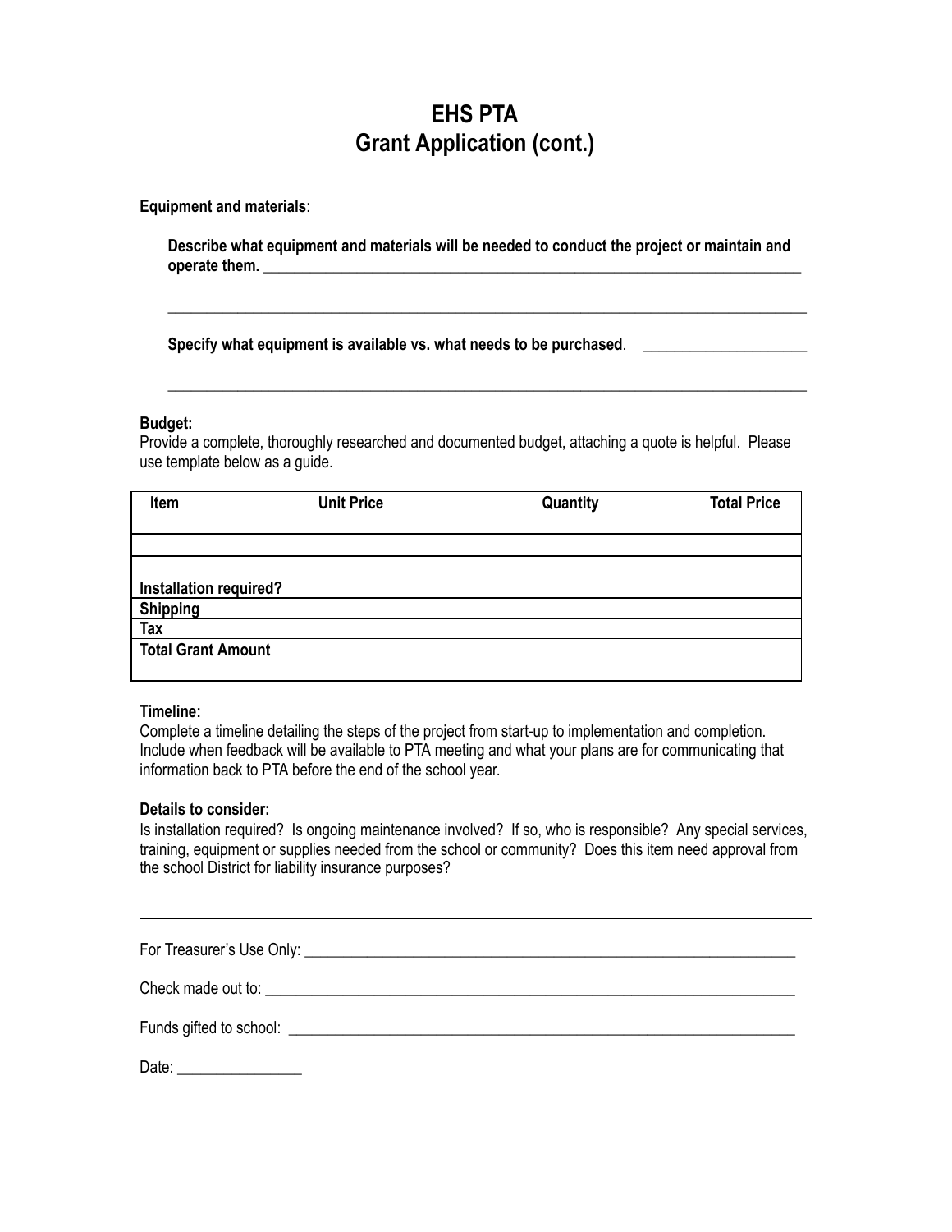# EHS PTA
## Grant Application (cont.)

**Equipment and materials**:

**Describe what equipment and materials will be needed to conduct the project or maintain and operate them.** ______________________________________________________________________

______________________________________________________________________

**Specify what equipment is available vs. what needs to be purchased**. ____________________

______________________________________________________________________

**Budget:**
Provide a complete, thoroughly researched and documented budget, attaching a quote is helpful. Please use template below as a guide.

| Item | Unit Price | Quantity | Total Price |
|---|---|---|---|
| | | | |
| | | | |
| | | | |
| **Installation required?** | | | |
| **Shipping** | | | |
| **Tax** | | | |
| **Total Grant Amount** | | | |
| | | | |

**Timeline:**
Complete a timeline detailing the steps of the project from start-up to implementation and completion. Include when feedback will be available to PTA meeting and what your plans are for communicating that information back to PTA before the end of the school year.

**Details to consider:**
Is installation required? Is ongoing maintenance involved? If so, who is responsible? Any special services, training, equipment or supplies needed from the school or community? Does this item need approval from the school District for liability insurance purposes?

---

For Treasurer's Use Only: ______________________________________________________________________

Check made out to: ______________________________________________________________________

Funds gifted to school: ______________________________________________________________________

Date: ________________